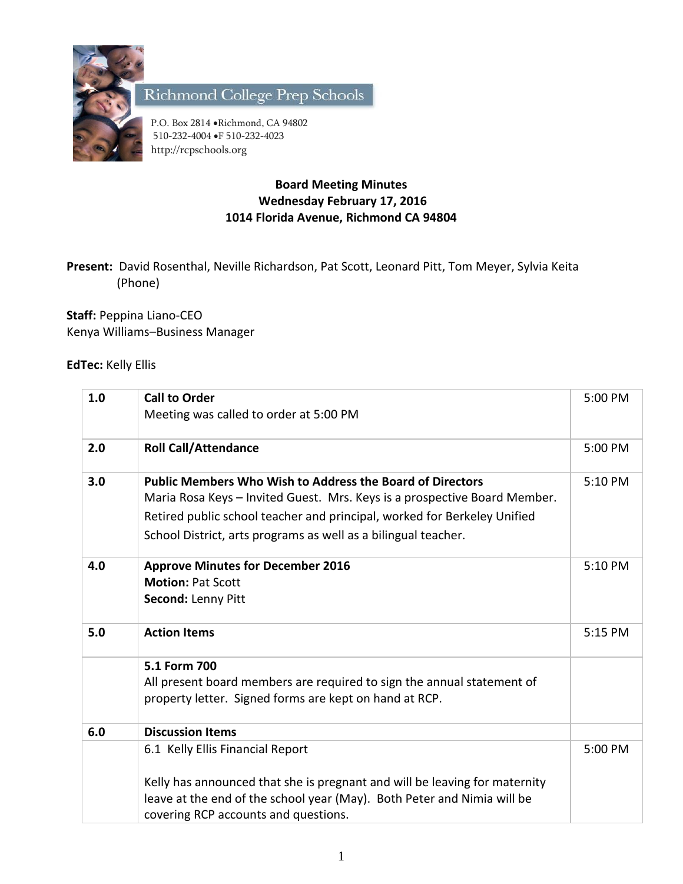Richmond College Prep Schools

P.O. Box 2814 •Richmond, CA 94802
510-232-4004 •F 510-232-4023
http://rcpschools.org

**Board Meeting Minutes**
**Wednesday February 17, 2016**
**1014 Florida Avenue, Richmond CA 94804**

**Present:** David Rosenthal, Neville Richardson, Pat Scott, Leonard Pitt, Tom Meyer, Sylvia Keita (Phone)

**Staff:** Peppina Liano-CEO
Kenya Williams–Business Manager

**EdTec:** Kelly Ellis

| | | |
|---|---|---|
| 1.0 | **Call to Order**<br>Meeting was called to order at 5:00 PM | 5:00 PM |
| 2.0 | **Roll Call/Attendance** | 5:00 PM |
| 3.0 | **Public Members Who Wish to Address the Board of Directors**<br>Maria Rosa Keys – Invited Guest. Mrs. Keys is a prospective Board Member. Retired public school teacher and principal, worked for Berkeley Unified School District, arts programs as well as a bilingual teacher. | 5:10 PM |
| 4.0 | **Approve Minutes for December 2016**<br>**Motion:** Pat Scott<br>**Second:** Lenny Pitt | 5:10 PM |
| 5.0 | **Action Items** | 5:15 PM |
| | **5.1 Form 700**<br>All present board members are required to sign the annual statement of property letter. Signed forms are kept on hand at RCP. | |
| 6.0 | **Discussion Items** | |
| | 6.1 Kelly Ellis Financial Report<br><br>Kelly has announced that she is pregnant and will be leaving for maternity leave at the end of the school year (May). Both Peter and Nimia will be covering RCP accounts and questions. | 5:00 PM |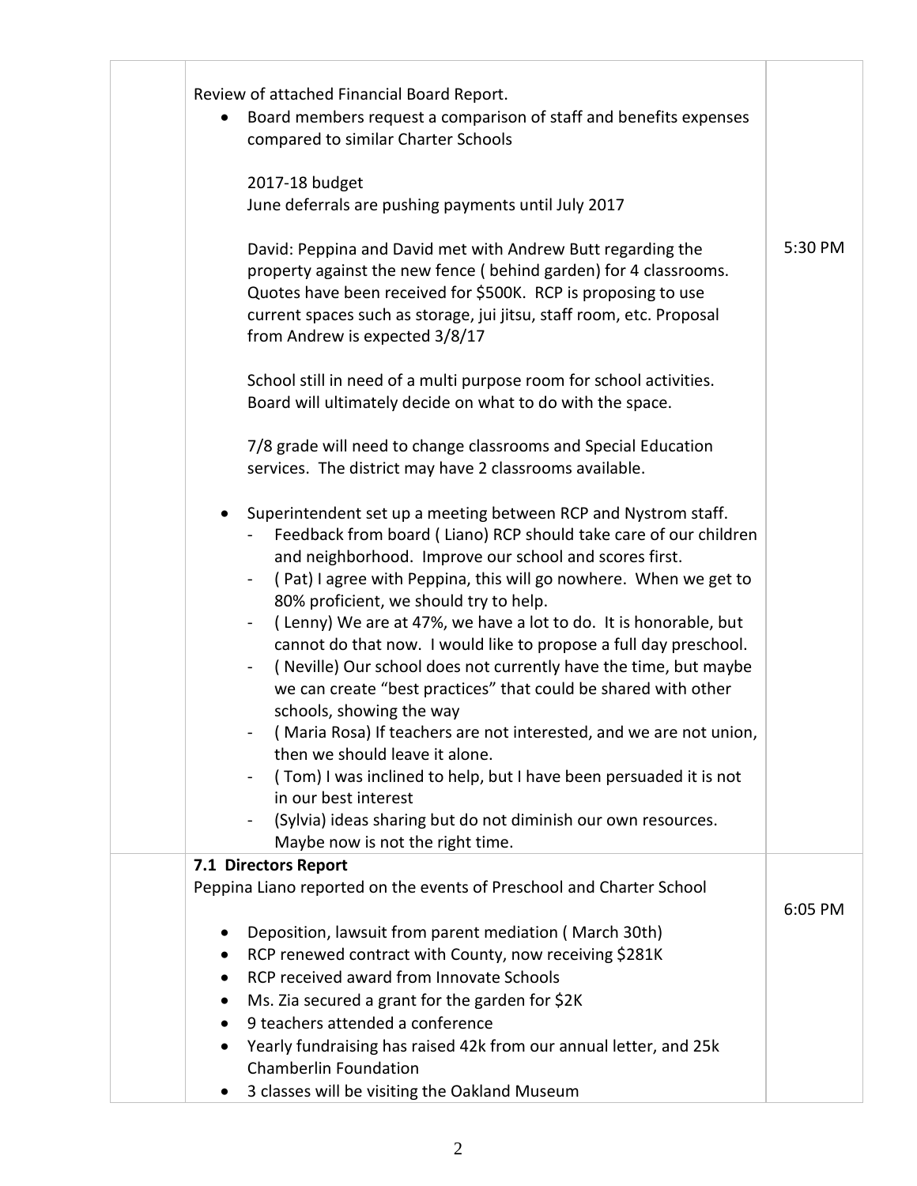| | | |
|---|---|---|
| | Review of attached Financial Board Report.<br>• Board members request a comparison of staff and benefits expenses compared to similar Charter Schools<br><br>2017-18 budget<br>June deferrals are pushing payments until July 2017<br><br>David: Peppina and David met with Andrew Butt regarding the property against the new fence ( behind garden) for 4 classrooms. Quotes have been received for $500K. RCP is proposing to use current spaces such as storage, jui jitsu, staff room, etc. Proposal from Andrew is expected 3/8/17<br><br>School still in need of a multi purpose room for school activities. Board will ultimately decide on what to do with the space.<br><br>7/8 grade will need to change classrooms and Special Education services. The district may have 2 classrooms available.<br><br>• Superintendent set up a meeting between RCP and Nystrom staff.<br>- Feedback from board ( Liano) RCP should take care of our children and neighborhood. Improve our school and scores first.<br>- ( Pat) I agree with Peppina, this will go nowhere. When we get to 80% proficient, we should try to help.<br>- ( Lenny) We are at 47%, we have a lot to do. It is honorable, but cannot do that now. I would like to propose a full day preschool.<br>- ( Neville) Our school does not currently have the time, but maybe we can create "best practices" that could be shared with other schools, showing the way<br>- ( Maria Rosa) If teachers are not interested, and we are not union, then we should leave it alone.<br>- ( Tom) I was inclined to help, but I have been persuaded it is not in our best interest<br>- (Sylvia) ideas sharing but do not diminish our own resources. Maybe now is not the right time. | 5:30 PM |
| | **7.1 Directors Report**<br>Peppina Liano reported on the events of Preschool and Charter School<br><br>• Deposition, lawsuit from parent mediation ( March 30th)<br>• RCP renewed contract with County, now receiving $281K<br>• RCP received award from Innovate Schools<br>• Ms. Zia secured a grant for the garden for $2K<br>• 9 teachers attended a conference<br>• Yearly fundraising has raised 42k from our annual letter, and 25k Chamberlin Foundation<br>• 3 classes will be visiting the Oakland Museum | 6:05 PM |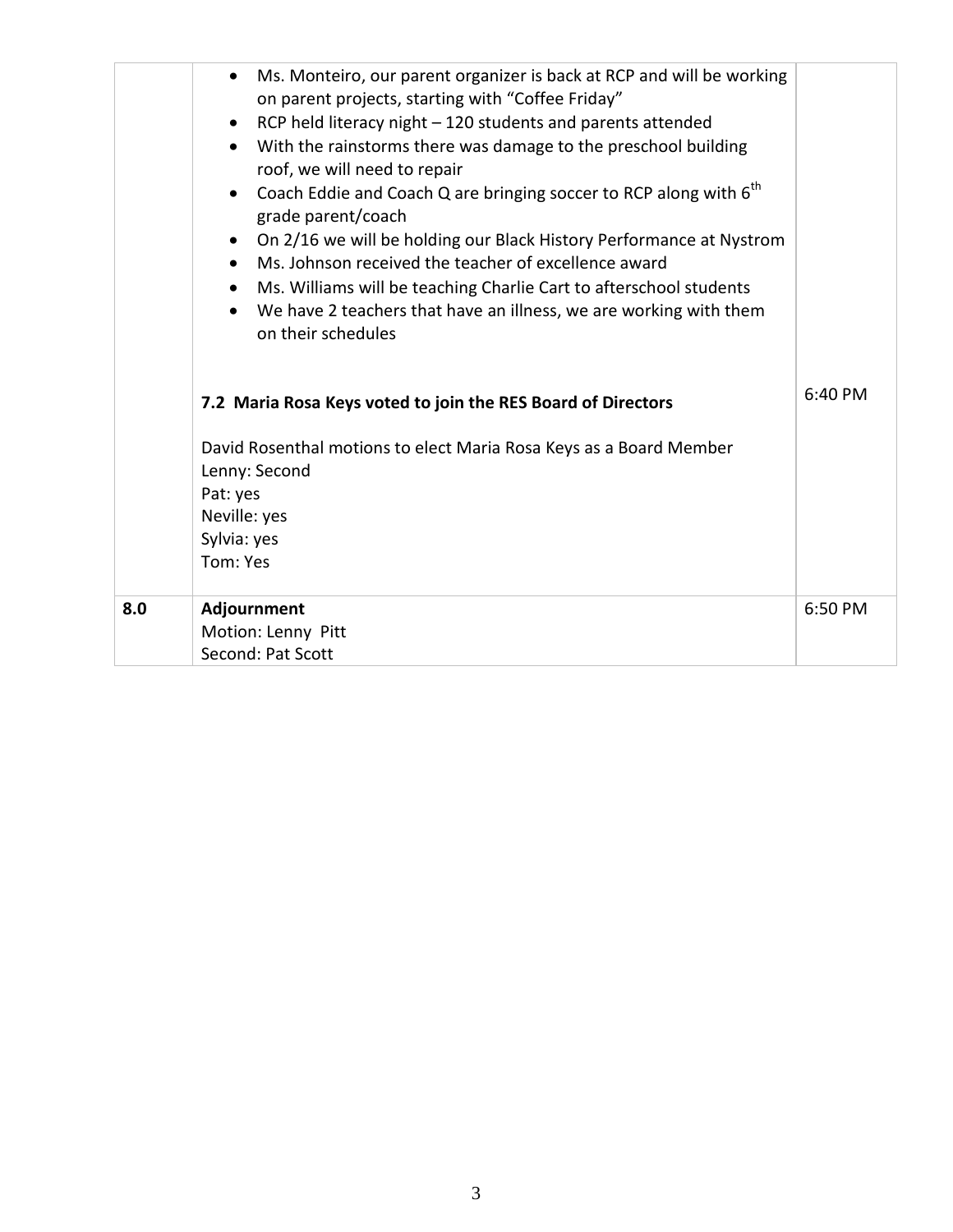| | | |
|---|---|---|
| | • Ms. Monteiro, our parent organizer is back at RCP and will be working on parent projects, starting with "Coffee Friday"<br>• RCP held literacy night – 120 students and parents attended<br>• With the rainstorms there was damage to the preschool building roof, we will need to repair<br>• Coach Eddie and Coach Q are bringing soccer to RCP along with 6th grade parent/coach<br>• On 2/16 we will be holding our Black History Performance at Nystrom<br>• Ms. Johnson received the teacher of excellence award<br>• Ms. Williams will be teaching Charlie Cart to afterschool students<br>• We have 2 teachers that have an illness, we are working with them on their schedules | |
| | **7.2 Maria Rosa Keys voted to join the RES Board of Directors**<br><br>David Rosenthal motions to elect Maria Rosa Keys as a Board Member<br>Lenny: Second<br>Pat: yes<br>Neville: yes<br>Sylvia: yes<br>Tom: Yes | 6:40 PM |
| **8.0** | **Adjournment**<br>Motion: Lenny Pitt<br>Second: Pat Scott | 6:50 PM |